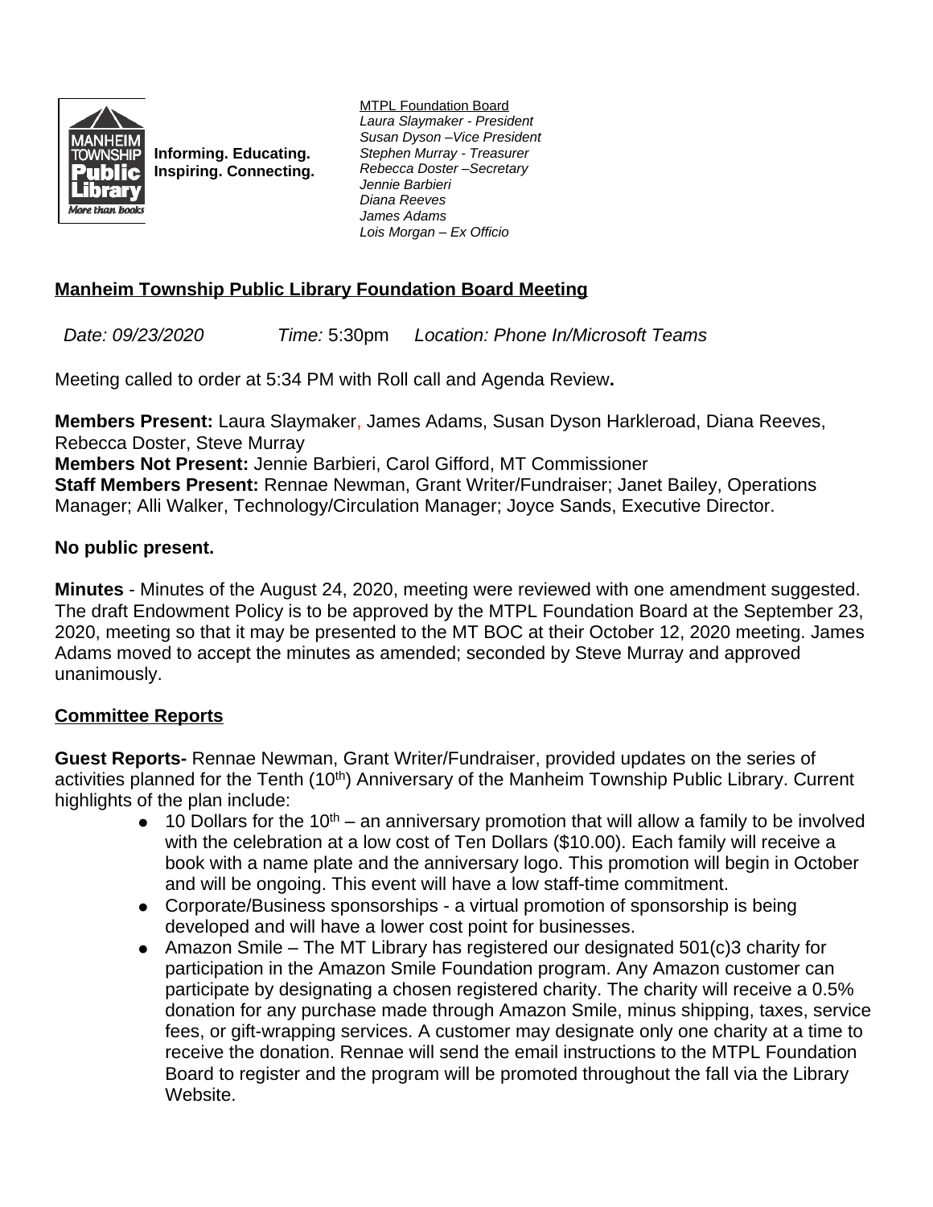Informing. Educating.
Inspiring. Connecting.

MTPL Foundation Board
*Laura Slaymaker - President*
*Susan Dyson –Vice President*
*Stephen Murray - Treasurer*
*Rebecca Doster –Secretary*
*Jennie Barbieri*
*Diana Reeves*
*James Adams*
*Lois Morgan – Ex Officio*

## Manheim Township Public Library Foundation Board Meeting

*Date: 09/23/2020* *Time:* 5:30pm *Location: Phone In/Microsoft Teams*

Meeting called to order at 5:34 PM with Roll call and Agenda Review**.**

**Members Present:** Laura Slaymaker, James Adams, Susan Dyson Harkleroad, Diana Reeves, Rebecca Doster, Steve Murray
**Members Not Present:** Jennie Barbieri, Carol Gifford, MT Commissioner
**Staff Members Present:** Rennae Newman, Grant Writer/Fundraiser; Janet Bailey, Operations Manager; Alli Walker, Technology/Circulation Manager; Joyce Sands, Executive Director.

**No public present.**

**Minutes** - Minutes of the August 24, 2020, meeting were reviewed with one amendment suggested. The draft Endowment Policy is to be approved by the MTPL Foundation Board at the September 23, 2020, meeting so that it may be presented to the MT BOC at their October 12, 2020 meeting. James Adams moved to accept the minutes as amended; seconded by Steve Murray and approved unanimously.

## Committee Reports

**Guest Reports-** Rennae Newman, Grant Writer/Fundraiser, provided updates on the series of activities planned for the Tenth (10th) Anniversary of the Manheim Township Public Library. Current highlights of the plan include:

- 10 Dollars for the 10th – an anniversary promotion that will allow a family to be involved with the celebration at a low cost of Ten Dollars ($10.00). Each family will receive a book with a name plate and the anniversary logo. This promotion will begin in October and will be ongoing. This event will have a low staff-time commitment.
- Corporate/Business sponsorships - a virtual promotion of sponsorship is being developed and will have a lower cost point for businesses.
- Amazon Smile – The MT Library has registered our designated 501(c)3 charity for participation in the Amazon Smile Foundation program. Any Amazon customer can participate by designating a chosen registered charity. The charity will receive a 0.5% donation for any purchase made through Amazon Smile, minus shipping, taxes, service fees, or gift-wrapping services. A customer may designate only one charity at a time to receive the donation. Rennae will send the email instructions to the MTPL Foundation Board to register and the program will be promoted throughout the fall via the Library Website.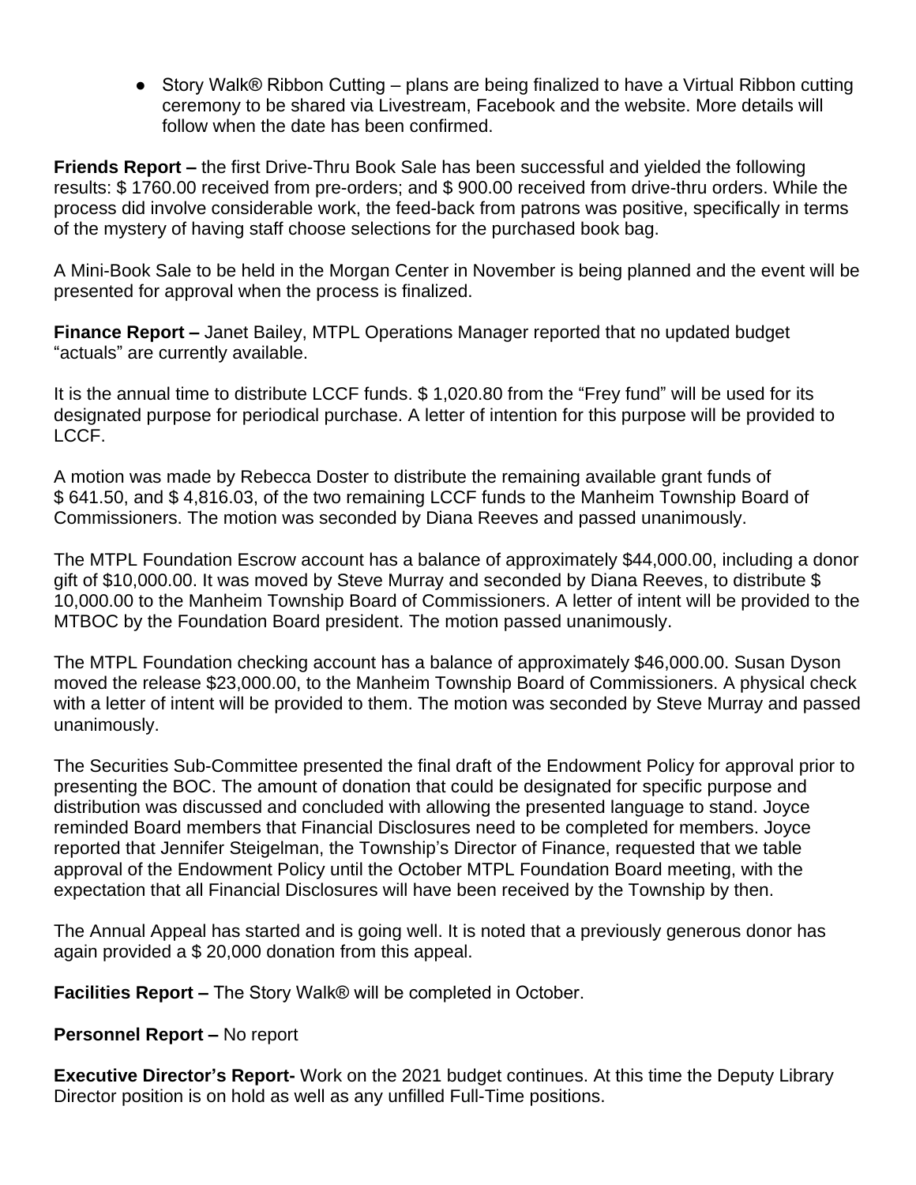- Story Walk® Ribbon Cutting – plans are being finalized to have a Virtual Ribbon cutting ceremony to be shared via Livestream, Facebook and the website. More details will follow when the date has been confirmed.

**Friends Report –** the first Drive-Thru Book Sale has been successful and yielded the following results: $ 1760.00 received from pre-orders; and $ 900.00 received from drive-thru orders. While the process did involve considerable work, the feed-back from patrons was positive, specifically in terms of the mystery of having staff choose selections for the purchased book bag.

A Mini-Book Sale to be held in the Morgan Center in November is being planned and the event will be presented for approval when the process is finalized.

**Finance Report –** Janet Bailey, MTPL Operations Manager reported that no updated budget "actuals" are currently available.

It is the annual time to distribute LCCF funds. $ 1,020.80 from the "Frey fund" will be used for its designated purpose for periodical purchase. A letter of intention for this purpose will be provided to LCCF.

A motion was made by Rebecca Doster to distribute the remaining available grant funds of $ 641.50, and $ 4,816.03, of the two remaining LCCF funds to the Manheim Township Board of Commissioners. The motion was seconded by Diana Reeves and passed unanimously.

The MTPL Foundation Escrow account has a balance of approximately $44,000.00, including a donor gift of $10,000.00. It was moved by Steve Murray and seconded by Diana Reeves, to distribute $ 10,000.00 to the Manheim Township Board of Commissioners. A letter of intent will be provided to the MTBOC by the Foundation Board president. The motion passed unanimously.

The MTPL Foundation checking account has a balance of approximately $46,000.00. Susan Dyson moved the release $23,000.00, to the Manheim Township Board of Commissioners. A physical check with a letter of intent will be provided to them. The motion was seconded by Steve Murray and passed unanimously.

The Securities Sub-Committee presented the final draft of the Endowment Policy for approval prior to presenting the BOC. The amount of donation that could be designated for specific purpose and distribution was discussed and concluded with allowing the presented language to stand. Joyce reminded Board members that Financial Disclosures need to be completed for members. Joyce reported that Jennifer Steigelman, the Township's Director of Finance, requested that we table approval of the Endowment Policy until the October MTPL Foundation Board meeting, with the expectation that all Financial Disclosures will have been received by the Township by then.

The Annual Appeal has started and is going well. It is noted that a previously generous donor has again provided a $ 20,000 donation from this appeal.

**Facilities Report –** The Story Walk® will be completed in October.

**Personnel Report –** No report

**Executive Director's Report-** Work on the 2021 budget continues. At this time the Deputy Library Director position is on hold as well as any unfilled Full-Time positions.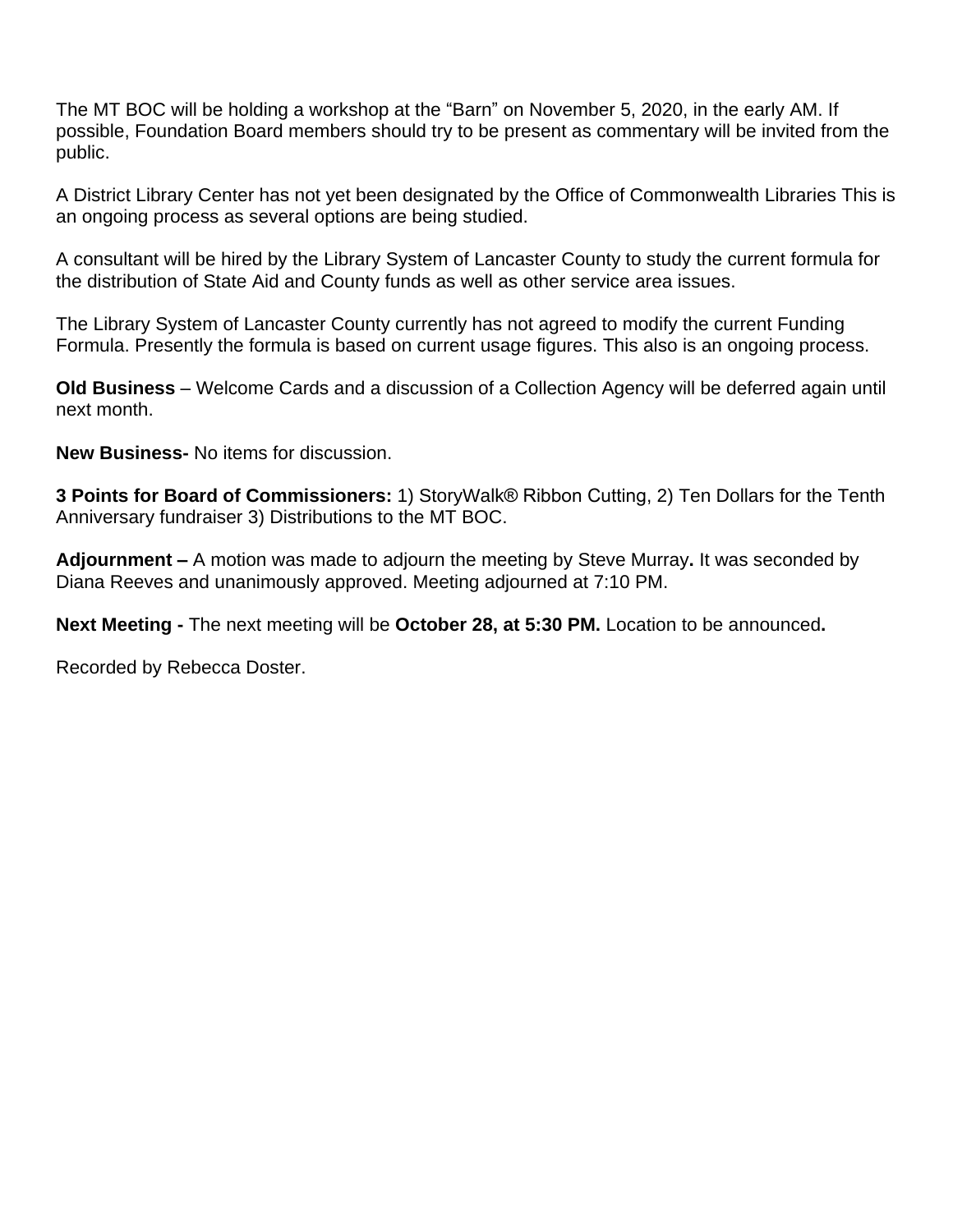The MT BOC will be holding a workshop at the “Barn” on November 5, 2020, in the early AM. If possible, Foundation Board members should try to be present as commentary will be invited from the public.

A District Library Center has not yet been designated by the Office of Commonwealth Libraries This is an ongoing process as several options are being studied.

A consultant will be hired by the Library System of Lancaster County to study the current formula for the distribution of State Aid and County funds as well as other service area issues.

The Library System of Lancaster County currently has not agreed to modify the current Funding Formula. Presently the formula is based on current usage figures. This also is an ongoing process.

**Old Business** – Welcome Cards and a discussion of a Collection Agency will be deferred again until next month.

**New Business-** No items for discussion.

**3 Points for Board of Commissioners:** 1) StoryWalk® Ribbon Cutting, 2) Ten Dollars for the Tenth Anniversary fundraiser 3) Distributions to the MT BOC.

**Adjournment –** A motion was made to adjourn the meeting by Steve Murray**.** It was seconded by Diana Reeves and unanimously approved. Meeting adjourned at 7:10 PM.

**Next Meeting -** The next meeting will be **October 28, at 5:30 PM.** Location to be announced**.**

Recorded by Rebecca Doster.